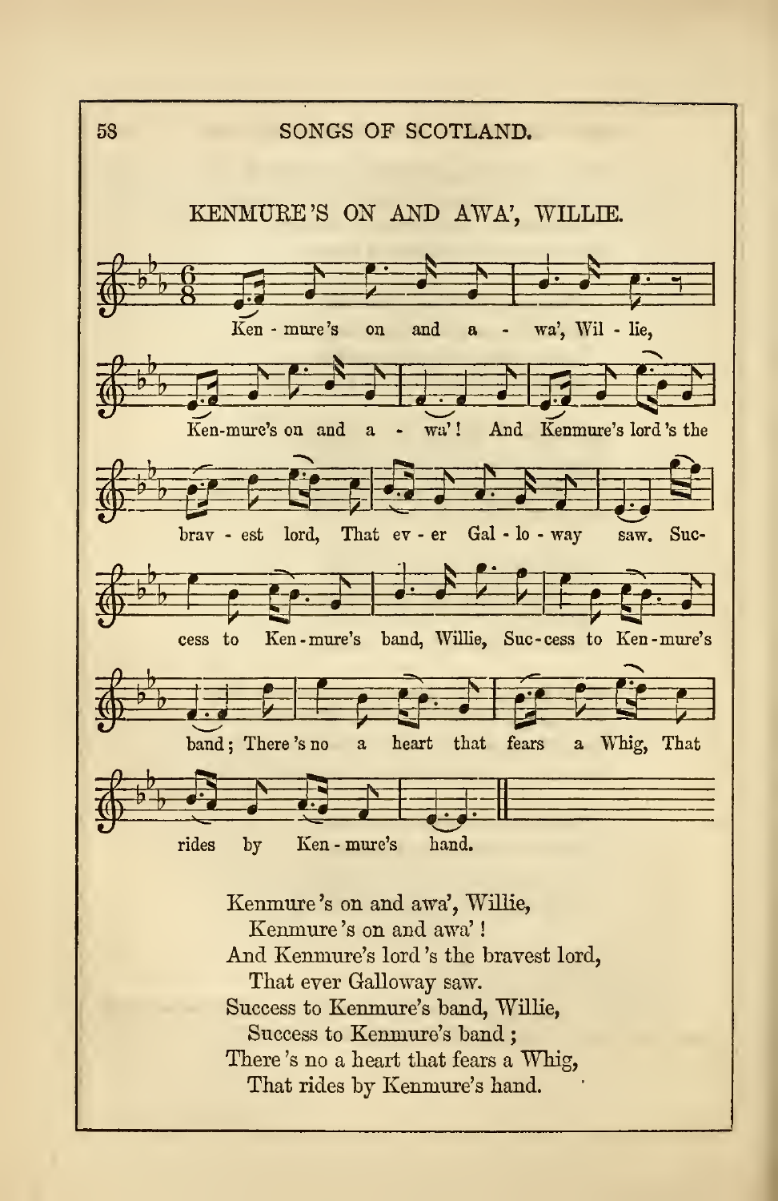## KENMURE'S ON AND AWA', WILLIE.

Ken - mure's on and a - wa', Wil - lie, Ken-mure's on and a - wa'! And Kenmure's lord 's the brav - est lord, That ev - er Gal - lo - way saw. Suc- cess to Ken-mure's band, Willie, Suc-cess to Ken-mure's band; There 's no a heart that fears a Whig, That rides by Ken - mure's hand.

Kenmure 's on and awa', Willie,
  Kenmure 's on and awa'!
And Kenmure's lord 's the bravest lord,
  That ever Galloway saw.
Success to Kenmure's band, Willie,
  Success to Kenmure's band;
There 's no a heart that fears a Whig,
  That rides by Kenmure's hand.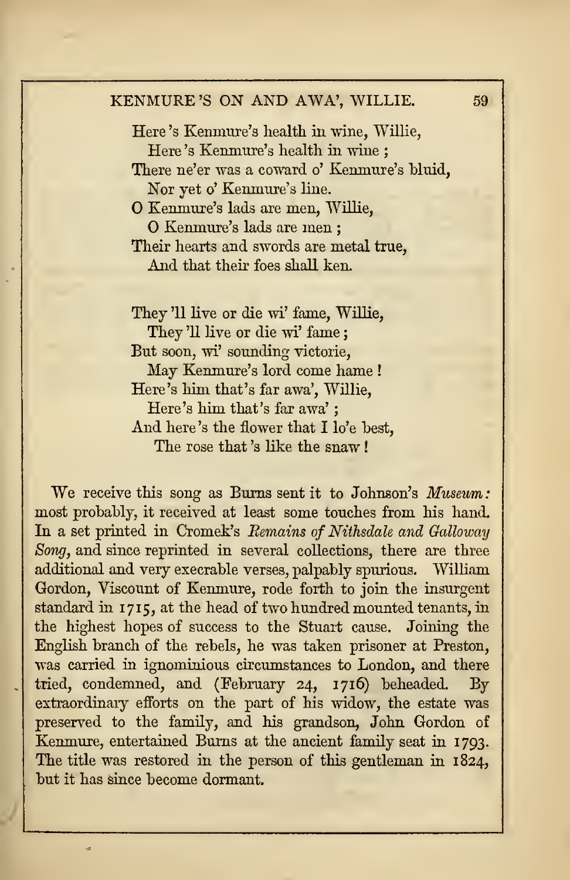Here's Kenmure's health in wine, Willie,
  Here's Kenmure's health in wine;
There ne'er was a coward o' Kenmure's bluid,
  Nor yet o' Kenmure's line.
O Kenmure's lads are men, Willie,
  O Kenmure's lads are men;
Their hearts and swords are metal true,
  And that their foes shall ken.

They 'll live or die wi' fame, Willie,
  They 'll live or die wi' fame;
But soon, wi' sounding victorie,
  May Kenmure's lord come hame!
Here's him that's far awa', Willie,
  Here's him that's far awa';
And here's the flower that I lo'e best,
  The rose that's like the snaw!

We receive this song as Burns sent it to Johnson's *Museum:* most probably, it received at least some touches from his hand. In a set printed in Cromek's *Remains of Nithsdale and Galloway Song*, and since reprinted in several collections, there are three additional and very execrable verses, palpably spurious. William Gordon, Viscount of Kenmure, rode forth to join the insurgent standard in 1715, at the head of two hundred mounted tenants, in the highest hopes of success to the Stuart cause. Joining the English branch of the rebels, he was taken prisoner at Preston, was carried in ignominious circumstances to London, and there tried, condemned, and (February 24, 1716) beheaded. By extraordinary efforts on the part of his widow, the estate was preserved to the family, and his grandson, John Gordon of Kenmure, entertained Burns at the ancient family seat in 1793. The title was restored in the person of this gentleman in 1824, but it has since become dormant.